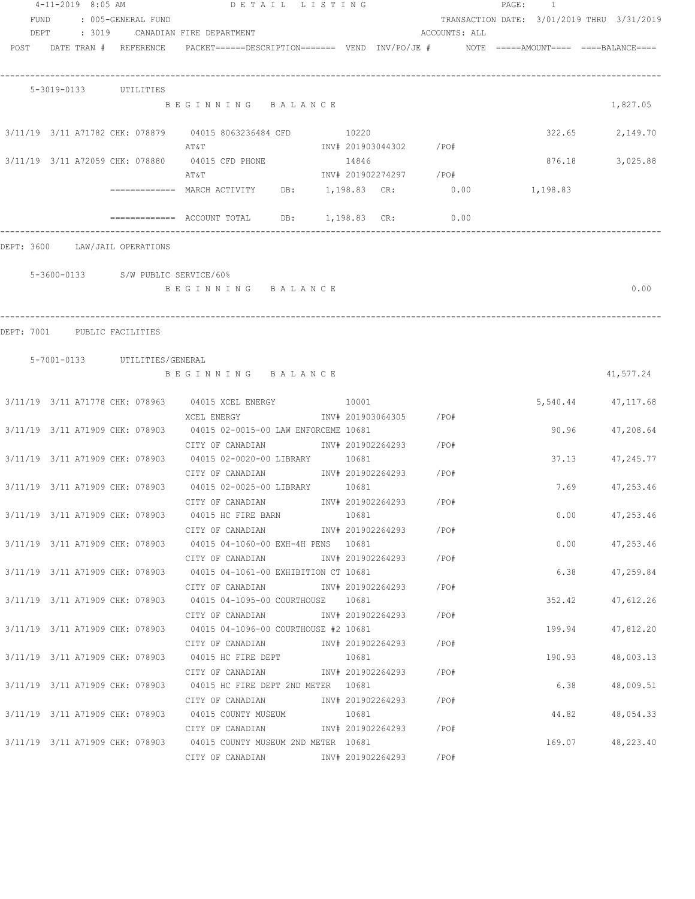4-11-2019 8:05 AM — DETAIL LISTING

FUND : 005-GENERAL FUND — TRANSACTION DATE: 3/01/2019 THRU 3/31/2019

DEPT : 3019 CANADIAN FIRE DEPARTMENT — ACCOUNTS: ALL

| POST | DATE | TRAN # | REFERENCE | PACKET======DESCRIPTION======= | VEND | INV/PO/JE # | NOTE | =====AMOUNT==== | ====BALANCE==== |
|---|---|---|---|---|---|---|---|---|---|

**5-3019-0133 UTILITIES**

| POST | DATE | TRAN # | REFERENCE | DESCRIPTION | VEND | INV/PO/JE # | NOTE | AMOUNT | BALANCE |
|---|---|---|---|---|---|---|---|---|---|
| | | | | BEGINNING BALANCE | | | | | 1,827.05 |
| 3/11/19 | 3/11 | A71782 | CHK: 078879 | 04015 8063236484 CFD / AT&T | 10220 | INV# 201903044302 /PO# | | 322.65 | 2,149.70 |
| 3/11/19 | 3/11 | A72059 | CHK: 078880 | 04015 CFD PHONE / AT&T | 14846 | INV# 201902274297 /PO# | | 876.18 | 3,025.88 |
| | | | | ============= MARCH ACTIVITY DB: 1,198.83 CR: 0.00 | | | | 1,198.83 | |
| | | | | ============= ACCOUNT TOTAL DB: 1,198.83 CR: 0.00 | | | | | |

DEPT: 3600 LAW/JAIL OPERATIONS

**5-3600-0133 S/W PUBLIC SERVICE/60%**

| POST | DATE | TRAN # | REFERENCE | DESCRIPTION | VEND | INV/PO/JE # | NOTE | AMOUNT | BALANCE |
|---|---|---|---|---|---|---|---|---|---|
| | | | | BEGINNING BALANCE | | | | | 0.00 |

DEPT: 7001 PUBLIC FACILITIES

**5-7001-0133 UTILITIES/GENERAL**

| POST | DATE | TRAN # | REFERENCE | DESCRIPTION | VEND | INV/PO/JE # | NOTE | AMOUNT | BALANCE |
|---|---|---|---|---|---|---|---|---|---|
| | | | | BEGINNING BALANCE | | | | | 41,577.24 |
| 3/11/19 | 3/11 | A71778 | CHK: 078963 | 04015 XCEL ENERGY / XCEL ENERGY | 10001 | INV# 201903064305 /PO# | | 5,540.44 | 47,117.68 |
| 3/11/19 | 3/11 | A71909 | CHK: 078903 | 04015 02-0015-00 LAW ENFORCEME / CITY OF CANADIAN | 10681 | INV# 201902264293 /PO# | | 90.96 | 47,208.64 |
| 3/11/19 | 3/11 | A71909 | CHK: 078903 | 04015 02-0020-00 LIBRARY / CITY OF CANADIAN | 10681 | INV# 201902264293 /PO# | | 37.13 | 47,245.77 |
| 3/11/19 | 3/11 | A71909 | CHK: 078903 | 04015 02-0025-00 LIBRARY / CITY OF CANADIAN | 10681 | INV# 201902264293 /PO# | | 7.69 | 47,253.46 |
| 3/11/19 | 3/11 | A71909 | CHK: 078903 | 04015 HC FIRE BARN / CITY OF CANADIAN | 10681 | INV# 201902264293 /PO# | | 0.00 | 47,253.46 |
| 3/11/19 | 3/11 | A71909 | CHK: 078903 | 04015 04-1060-00 EXH-4H PENS / CITY OF CANADIAN | 10681 | INV# 201902264293 /PO# | | 0.00 | 47,253.46 |
| 3/11/19 | 3/11 | A71909 | CHK: 078903 | 04015 04-1061-00 EXHIBITION CT / CITY OF CANADIAN | 10681 | INV# 201902264293 /PO# | | 6.38 | 47,259.84 |
| 3/11/19 | 3/11 | A71909 | CHK: 078903 | 04015 04-1095-00 COURTHOUSE / CITY OF CANADIAN | 10681 | INV# 201902264293 /PO# | | 352.42 | 47,612.26 |
| 3/11/19 | 3/11 | A71909 | CHK: 078903 | 04015 04-1096-00 COURTHOUSE #2 / CITY OF CANADIAN | 10681 | INV# 201902264293 /PO# | | 199.94 | 47,812.20 |
| 3/11/19 | 3/11 | A71909 | CHK: 078903 | 04015 HC FIRE DEPT / CITY OF CANADIAN | 10681 | INV# 201902264293 /PO# | | 190.93 | 48,003.13 |
| 3/11/19 | 3/11 | A71909 | CHK: 078903 | 04015 HC FIRE DEPT 2ND METER / CITY OF CANADIAN | 10681 | INV# 201902264293 /PO# | | 6.38 | 48,009.51 |
| 3/11/19 | 3/11 | A71909 | CHK: 078903 | 04015 COUNTY MUSEUM / CITY OF CANADIAN | 10681 | INV# 201902264293 /PO# | | 44.82 | 48,054.33 |
| 3/11/19 | 3/11 | A71909 | CHK: 078903 | 04015 COUNTY MUSEUM 2ND METER / CITY OF CANADIAN | 10681 | INV# 201902264293 /PO# | | 169.07 | 48,223.40 |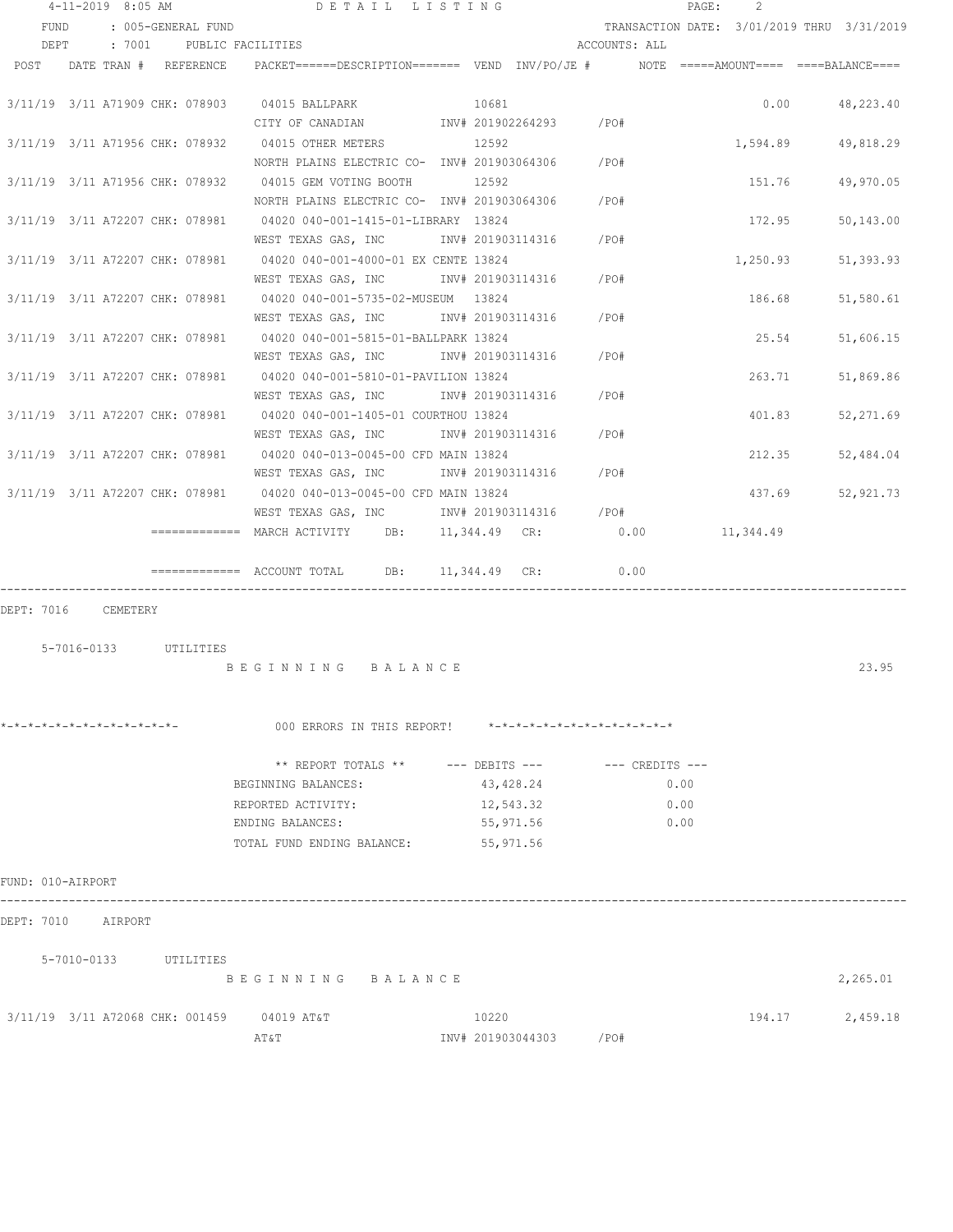4-11-2019 8:05 AM DETAIL LISTING

FUND : 005-GENERAL FUND — TRANSACTION DATE: 3/01/2019 THRU 3/31/2019

DEPT : 7001 PUBLIC FACILITIES — ACCOUNTS: ALL

| POST | DATE | TRAN # | REFERENCE | PACKET======DESCRIPTION======= | VEND | INV/PO/JE # | NOTE | =====AMOUNT==== | ====BALANCE==== |
|---|---|---|---|---|---|---|---|---|---|
| 3/11/19 | 3/11 | A71909 | CHK: 078903 | 04015 BALLPARK | 10681 | | | 0.00 | 48,223.40 |
| | | | | CITY OF CANADIAN | | INV# 201902264293 | /PO# | | |
| 3/11/19 | 3/11 | A71956 | CHK: 078932 | 04015 OTHER METERS | 12592 | | | 1,594.89 | 49,818.29 |
| | | | | NORTH PLAINS ELECTRIC CO- | | INV# 201903064306 | /PO# | | |
| 3/11/19 | 3/11 | A71956 | CHK: 078932 | 04015 GEM VOTING BOOTH | 12592 | | | 151.76 | 49,970.05 |
| | | | | NORTH PLAINS ELECTRIC CO- | | INV# 201903064306 | /PO# | | |
| 3/11/19 | 3/11 | A72207 | CHK: 078981 | 04020 040-001-1415-01-LIBRARY | 13824 | | | 172.95 | 50,143.00 |
| | | | | WEST TEXAS GAS, INC | | INV# 201903114316 | /PO# | | |
| 3/11/19 | 3/11 | A72207 | CHK: 078981 | 04020 040-001-4000-01 EX CENTE | 13824 | | | 1,250.93 | 51,393.93 |
| | | | | WEST TEXAS GAS, INC | | INV# 201903114316 | /PO# | | |
| 3/11/19 | 3/11 | A72207 | CHK: 078981 | 04020 040-001-5735-02-MUSEUM | 13824 | | | 186.68 | 51,580.61 |
| | | | | WEST TEXAS GAS, INC | | INV# 201903114316 | /PO# | | |
| 3/11/19 | 3/11 | A72207 | CHK: 078981 | 04020 040-001-5815-01-BALLPARK | 13824 | | | 25.54 | 51,606.15 |
| | | | | WEST TEXAS GAS, INC | | INV# 201903114316 | /PO# | | |
| 3/11/19 | 3/11 | A72207 | CHK: 078981 | 04020 040-001-5810-01-PAVILION | 13824 | | | 263.71 | 51,869.86 |
| | | | | WEST TEXAS GAS, INC | | INV# 201903114316 | /PO# | | |
| 3/11/19 | 3/11 | A72207 | CHK: 078981 | 04020 040-001-1405-01 COURTHOU | 13824 | | | 401.83 | 52,271.69 |
| | | | | WEST TEXAS GAS, INC | | INV# 201903114316 | /PO# | | |
| 3/11/19 | 3/11 | A72207 | CHK: 078981 | 04020 040-013-0045-00 CFD MAIN | 13824 | | | 212.35 | 52,484.04 |
| | | | | WEST TEXAS GAS, INC | | INV# 201903114316 | /PO# | | |
| 3/11/19 | 3/11 | A72207 | CHK: 078981 | 04020 040-013-0045-00 CFD MAIN | 13824 | | | 437.69 | 52,921.73 |
| | | | | WEST TEXAS GAS, INC | | INV# 201903114316 | /PO# | | |

============= MARCH ACTIVITY DB: 11,344.49 CR: 0.00 11,344.49

============= ACCOUNT TOTAL DB: 11,344.49 CR: 0.00

DEPT: 7016 CEMETERY

5-7016-0133 UTILITIES

BEGINNING BALANCE 23.95

*-*-*-*-*-*-*-*-*-*-*-*-*- 000 ERRORS IN THIS REPORT! *-*-*-*-*-*-*-*-*-*-*-*-*-*

| ** REPORT TOTALS ** | --- DEBITS --- | --- CREDITS --- |
|---|---|---|
| BEGINNING BALANCES: | 43,428.24 | 0.00 |
| REPORTED ACTIVITY: | 12,543.32 | 0.00 |
| ENDING BALANCES: | 55,971.56 | 0.00 |
| TOTAL FUND ENDING BALANCE: | 55,971.56 | |

FUND: 010-AIRPORT

DEPT: 7010 AIRPORT

5-7010-0133 UTILITIES

BEGINNING BALANCE 2,265.01

| POST | DATE | TRAN # | REFERENCE | PACKET======DESCRIPTION======= | VEND | INV/PO/JE # | NOTE | =====AMOUNT==== | ====BALANCE==== |
|---|---|---|---|---|---|---|---|---|---|
| 3/11/19 | 3/11 | A72068 | CHK: 001459 | 04019 AT&T | 10220 | | | 194.17 | 2,459.18 |
| | | | | AT&T | | INV# 201903044303 | /PO# | | |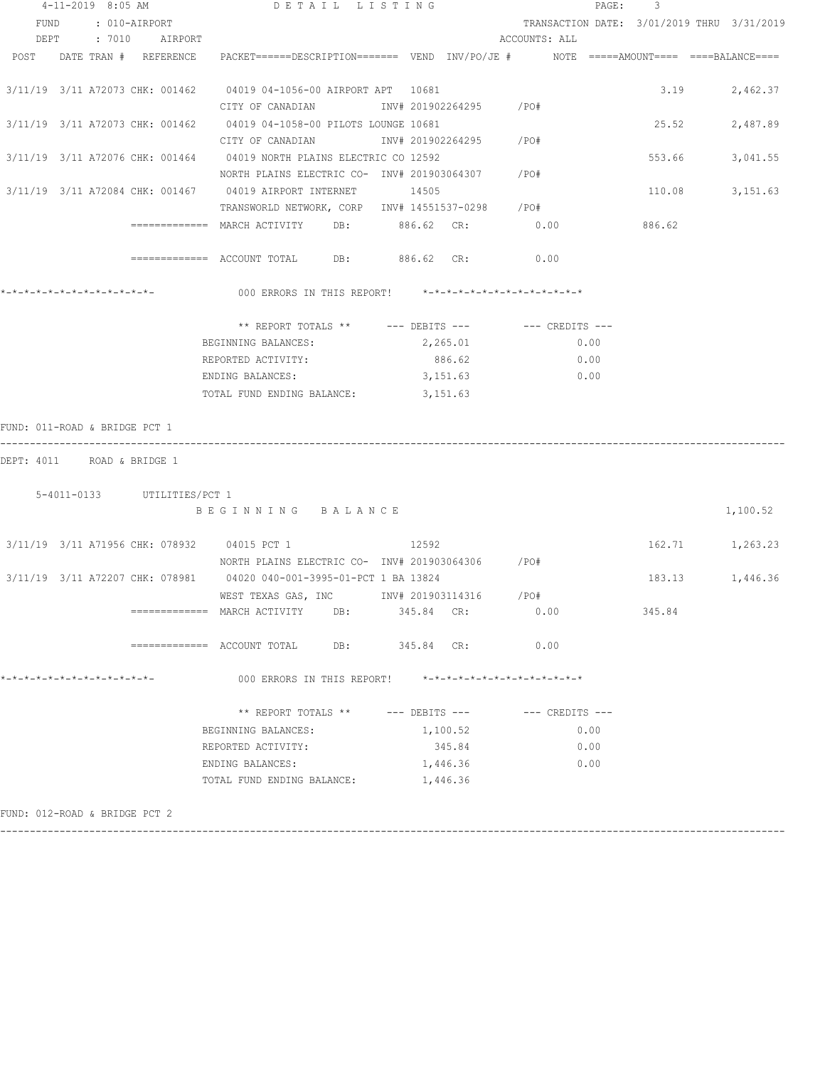4-11-2019 8:05 AM — DETAIL LISTING

FUND : 010-AIRPORT — TRANSACTION DATE: 3/01/2019 THRU 3/31/2019

DEPT : 7010 AIRPORT — ACCOUNTS: ALL

| POST | DATE | TRAN # | REFERENCE | PACKET | DESCRIPTION | VEND | INV/PO/JE # | NOTE | AMOUNT | BALANCE |
|---|---|---|---|---|---|---|---|---|---|---|
| 3/11/19 | 3/11 | A72073 | CHK: 001462 | 04019 | 04-1056-00 AIRPORT APT | 10681 | | | 3.19 | 2,462.37 |
| | | | | | CITY OF CANADIAN | | INV# 201902264295 /PO# | | | |
| 3/11/19 | 3/11 | A72073 | CHK: 001462 | 04019 | 04-1058-00 PILOTS LOUNGE | 10681 | | | 25.52 | 2,487.89 |
| | | | | | CITY OF CANADIAN | | INV# 201902264295 /PO# | | | |
| 3/11/19 | 3/11 | A72076 | CHK: 001464 | 04019 | NORTH PLAINS ELECTRIC CO | 12592 | | | 553.66 | 3,041.55 |
| | | | | | NORTH PLAINS ELECTRIC CO- | | INV# 201903064307 /PO# | | | |
| 3/11/19 | 3/11 | A72084 | CHK: 001467 | 04019 | AIRPORT INTERNET | 14505 | | | 110.08 | 3,151.63 |
| | | | | | TRANSWORLD NETWORK, CORP | | INV# 14551537-0298 /PO# | | | |

============= MARCH ACTIVITY DB: 886.62 CR: 0.00 886.62

============= ACCOUNT TOTAL DB: 886.62 CR: 0.00

*-*-*-*-*-*-*-*-*-*-*-*-*- 000 ERRORS IN THIS REPORT! *-*-*-*-*-*-*-*-*-*-*-*-*-*

| ** REPORT TOTALS ** | --- DEBITS --- | --- CREDITS --- |
|---|---|---|
| BEGINNING BALANCES: | 2,265.01 | 0.00 |
| REPORTED ACTIVITY: | 886.62 | 0.00 |
| ENDING BALANCES: | 3,151.63 | 0.00 |
| TOTAL FUND ENDING BALANCE: | 3,151.63 | |

FUND: 011-ROAD & BRIDGE PCT 1

DEPT: 4011 ROAD & BRIDGE 1

5-4011-0133 UTILITIES/PCT 1

B E G I N N I N G B A L A N C E 1,100.52

| POST | DATE | TRAN # | REFERENCE | PACKET | DESCRIPTION | VEND | INV/PO/JE # | NOTE | AMOUNT | BALANCE |
|---|---|---|---|---|---|---|---|---|---|---|
| 3/11/19 | 3/11 | A71956 | CHK: 078932 | 04015 | PCT 1 | 12592 | | | 162.71 | 1,263.23 |
| | | | | | NORTH PLAINS ELECTRIC CO- | | INV# 201903064306 /PO# | | | |
| 3/11/19 | 3/11 | A72207 | CHK: 078981 | 04020 | 040-001-3995-01-PCT 1 BA | 13824 | | | 183.13 | 1,446.36 |
| | | | | | WEST TEXAS GAS, INC | | INV# 201903114316 /PO# | | | |

============= MARCH ACTIVITY DB: 345.84 CR: 0.00 345.84

============= ACCOUNT TOTAL DB: 345.84 CR: 0.00

*-*-*-*-*-*-*-*-*-*-*-*-*- 000 ERRORS IN THIS REPORT! *-*-*-*-*-*-*-*-*-*-*-*-*-*

| ** REPORT TOTALS ** | --- DEBITS --- | --- CREDITS --- |
|---|---|---|
| BEGINNING BALANCES: | 1,100.52 | 0.00 |
| REPORTED ACTIVITY: | 345.84 | 0.00 |
| ENDING BALANCES: | 1,446.36 | 0.00 |
| TOTAL FUND ENDING BALANCE: | 1,446.36 | |

FUND: 012-ROAD & BRIDGE PCT 2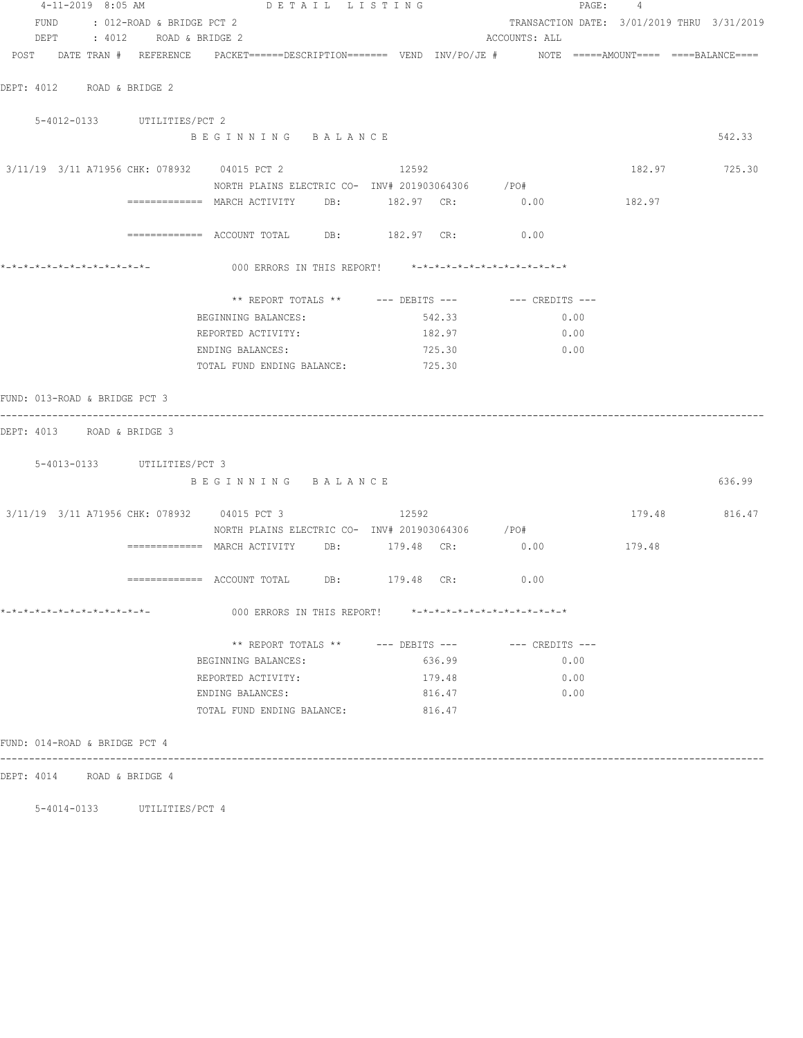4-11-2019 8:05 AM DETAIL LISTING

FUND : 012-ROAD & BRIDGE PCT 2 TRANSACTION DATE: 3/01/2019 THRU 3/31/2019

DEPT : 4012 ROAD & BRIDGE 2 ACCOUNTS: ALL

POST DATE TRAN # REFERENCE PACKET======DESCRIPTION======= VEND INV/PO/JE # NOTE =====AMOUNT==== ====BALANCE====

DEPT: 4012 ROAD & BRIDGE 2

5-4012-0133 UTILITIES/PCT 2

B E G I N N I N G B A L A N C E 542.33

3/11/19 3/11 A71956 CHK: 078932 04015 PCT 2 12592 182.97 725.30
NORTH PLAINS ELECTRIC CO- INV# 201903064306 /PO#

============= MARCH ACTIVITY DB: 182.97 CR: 0.00 182.97

============= ACCOUNT TOTAL DB: 182.97 CR: 0.00

*-*-*-*-*-*-*-*-*-*-*-*-*- 000 ERRORS IN THIS REPORT! *-*-*-*-*-*-*-*-*-*-*-*-*-*

| ** REPORT TOTALS ** | --- DEBITS --- | --- CREDITS --- |
|---|---|---|
| BEGINNING BALANCES: | 542.33 | 0.00 |
| REPORTED ACTIVITY: | 182.97 | 0.00 |
| ENDING BALANCES: | 725.30 | 0.00 |
| TOTAL FUND ENDING BALANCE: | 725.30 | |

FUND: 013-ROAD & BRIDGE PCT 3

DEPT: 4013 ROAD & BRIDGE 3

5-4013-0133 UTILITIES/PCT 3

B E G I N N I N G B A L A N C E 636.99

3/11/19 3/11 A71956 CHK: 078932 04015 PCT 3 12592 179.48 816.47
NORTH PLAINS ELECTRIC CO- INV# 201903064306 /PO#

============= MARCH ACTIVITY DB: 179.48 CR: 0.00 179.48

============= ACCOUNT TOTAL DB: 179.48 CR: 0.00

*-*-*-*-*-*-*-*-*-*-*-*-*- 000 ERRORS IN THIS REPORT! *-*-*-*-*-*-*-*-*-*-*-*-*-*

| ** REPORT TOTALS ** | --- DEBITS --- | --- CREDITS --- |
|---|---|---|
| BEGINNING BALANCES: | 636.99 | 0.00 |
| REPORTED ACTIVITY: | 179.48 | 0.00 |
| ENDING BALANCES: | 816.47 | 0.00 |
| TOTAL FUND ENDING BALANCE: | 816.47 | |

FUND: 014-ROAD & BRIDGE PCT 4

DEPT: 4014 ROAD & BRIDGE 4

5-4014-0133 UTILITIES/PCT 4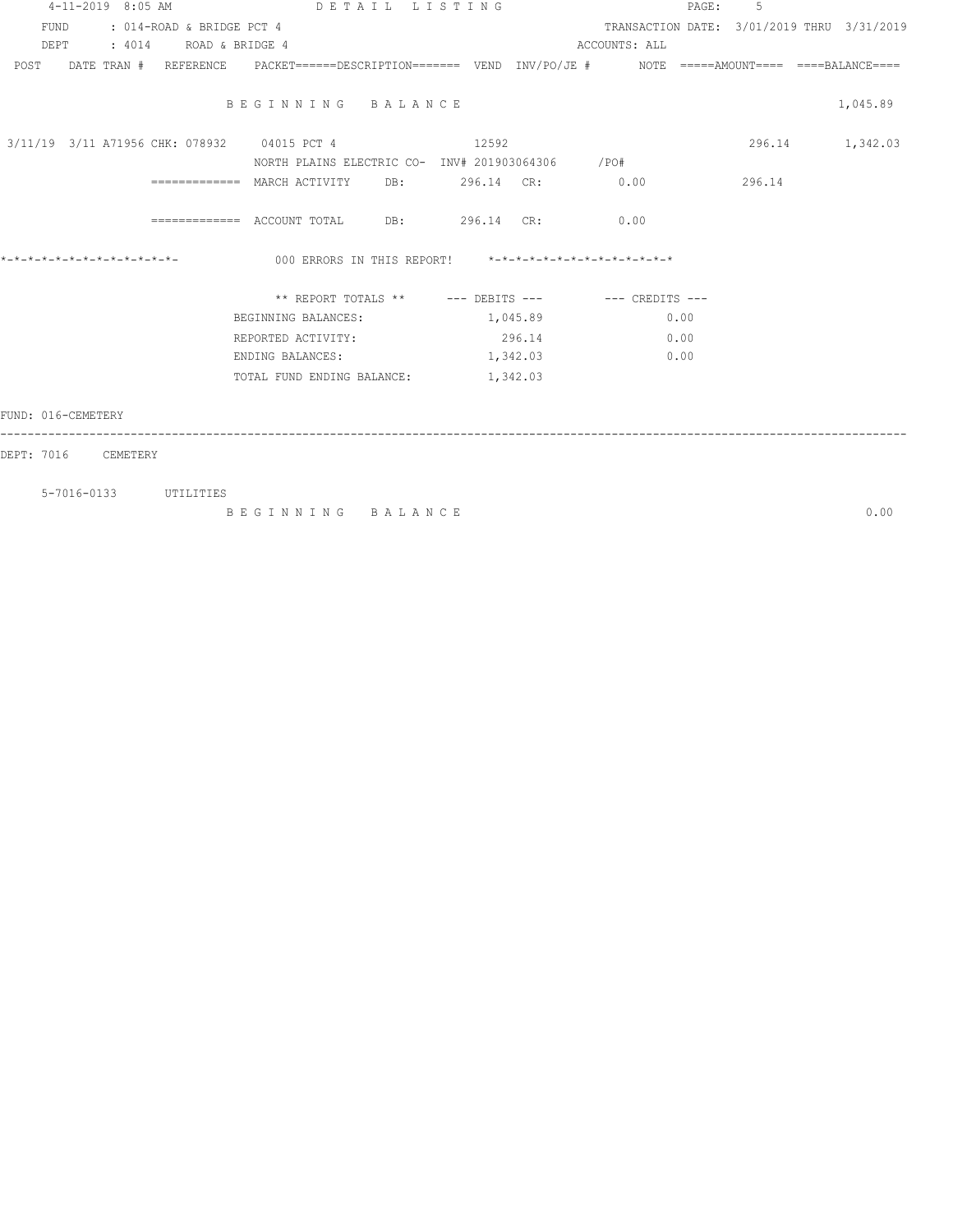4-11-2019 8:05 AM DETAIL LISTING

FUND : 014-ROAD & BRIDGE PCT 4 TRANSACTION DATE: 3/01/2019 THRU 3/31/2019

DEPT : 4014 ROAD & BRIDGE 4 ACCOUNTS: ALL

| POST | DATE | TRAN # | REFERENCE | PACKET======DESCRIPTION======= | VEND | INV/PO/JE # | NOTE | =====AMOUNT==== | ====BALANCE==== |
|---|---|---|---|---|---|---|---|---|---|
| | | | | BEGINNING BALANCE | | | | | 1,045.89 |
| 3/11/19 | 3/11 | A71956 | CHK: 078932 | 04015 PCT 4 | 12592 | | | 296.14 | 1,342.03 |
| | | | | NORTH PLAINS ELECTRIC CO- INV# 201903064306 | | /PO# | | | |
| | | | ============= | MARCH ACTIVITY DB: 296.14 CR: 0.00 | | | | 296.14 | |
| | | | ============= | ACCOUNT TOTAL DB: 296.14 CR: 0.00 | | | | | |

*-*-*-*-*-*-*-*-*-*-*-*-*- 000 ERRORS IN THIS REPORT! *-*-*-*-*-*-*-*-*-*-*-*-*-*

| ** REPORT TOTALS ** | --- DEBITS --- | --- CREDITS --- |
|---|---|---|
| BEGINNING BALANCES: | 1,045.89 | 0.00 |
| REPORTED ACTIVITY: | 296.14 | 0.00 |
| ENDING BALANCES: | 1,342.03 | 0.00 |
| TOTAL FUND ENDING BALANCE: | 1,342.03 | |

FUND: 016-CEMETERY

DEPT: 7016 CEMETERY

5-7016-0133 UTILITIES

BEGINNING BALANCE 0.00